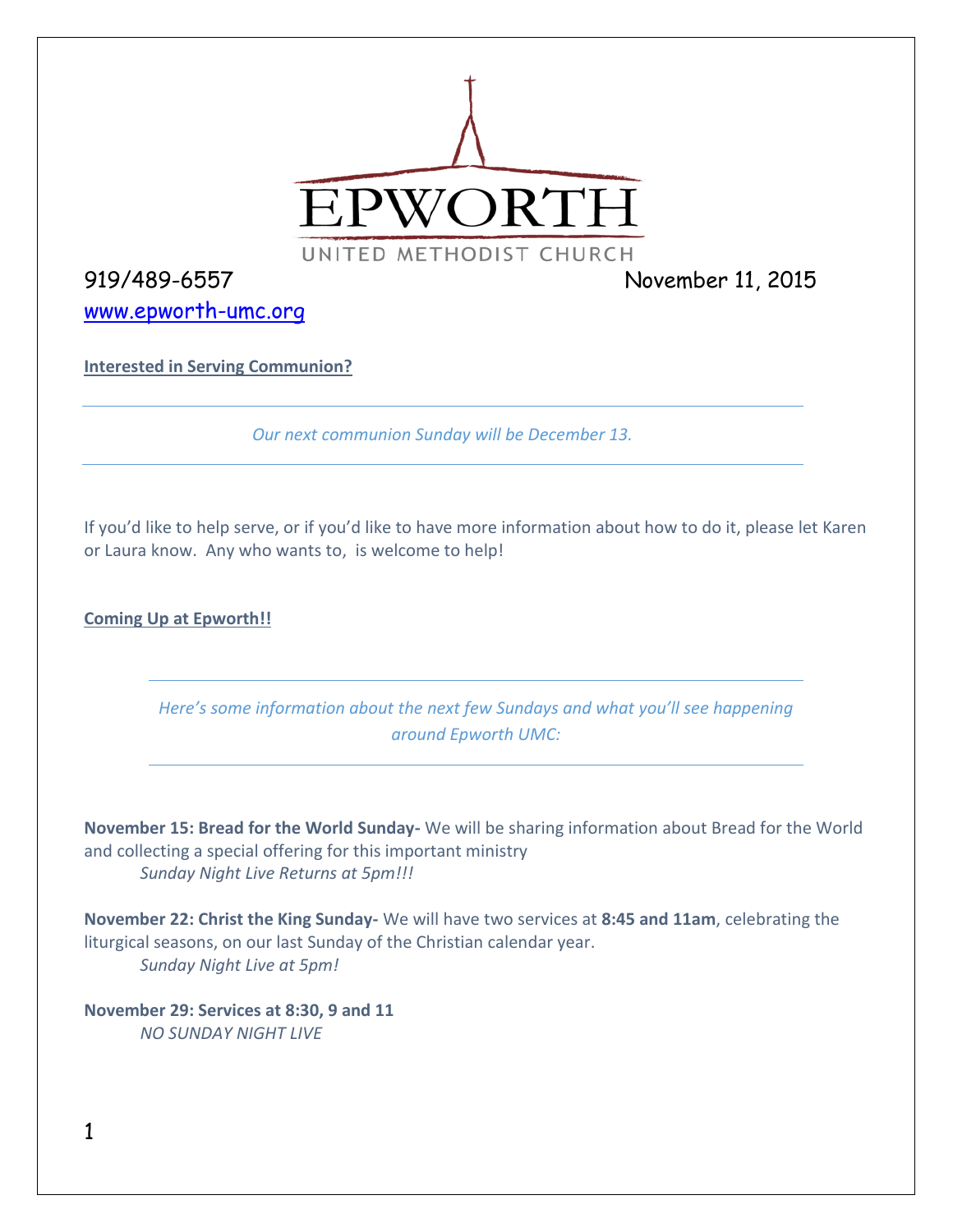# EPWORTH

UNITED METHODIST CHURCH

919/489-6557 November 11, 2015

www.epworth-umc.org

**Interested in Serving Communion?**

---

*Our next communion Sunday will be December 13.*

---

If you'd like to help serve, or if you'd like to have more information about how to do it, please let Karen or Laura know. Any who wants to, is welcome to help!

**Coming Up at Epworth!!**

---

*Here's some information about the next few Sundays and what you'll see happening around Epworth UMC:*

---

**November 15: Bread for the World Sunday-** We will be sharing information about Bread for the World and collecting a special offering for this important ministry

*Sunday Night Live Returns at 5pm!!!*

**November 22: Christ the King Sunday-** We will have two services at **8:45 and 11am**, celebrating the liturgical seasons, on our last Sunday of the Christian calendar year.

*Sunday Night Live at 5pm!*

**November 29: Services at 8:30, 9 and 11**

*NO SUNDAY NIGHT LIVE*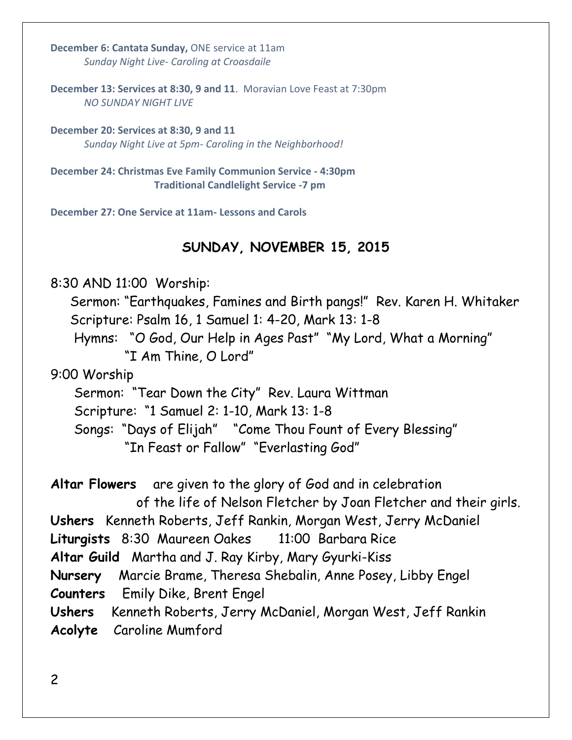**December 6: Cantata Sunday,** ONE service at 11am
*Sunday Night Live- Caroling at Croasdaile*

**December 13: Services at 8:30, 9 and 11**. Moravian Love Feast at 7:30pm
*NO SUNDAY NIGHT LIVE*

**December 20: Services at 8:30, 9 and 11**
*Sunday Night Live at 5pm- Caroling in the Neighborhood!*

**December 24: Christmas Eve Family Communion Service - 4:30pm**
**Traditional Candlelight Service -7 pm**

**December 27: One Service at 11am- Lessons and Carols**

## SUNDAY, NOVEMBER 15, 2015

8:30 AND 11:00 Worship:
Sermon: "Earthquakes, Famines and Birth pangs!" Rev. Karen H. Whitaker
Scripture: Psalm 16, 1 Samuel 1: 4-20, Mark 13: 1-8
Hymns: "O God, Our Help in Ages Past" "My Lord, What a Morning"
"I Am Thine, O Lord"

9:00 Worship
Sermon: "Tear Down the City" Rev. Laura Wittman
Scripture: "1 Samuel 2: 1-10, Mark 13: 1-8
Songs: "Days of Elijah" "Come Thou Fount of Every Blessing"
"In Feast or Fallow" "Everlasting God"

**Altar Flowers** are given to the glory of God and in celebration of the life of Nelson Fletcher by Joan Fletcher and their girls.
**Ushers** Kenneth Roberts, Jeff Rankin, Morgan West, Jerry McDaniel
**Liturgists** 8:30 Maureen Oakes 11:00 Barbara Rice
**Altar Guild** Martha and J. Ray Kirby, Mary Gyurki-Kiss
**Nursery** Marcie Brame, Theresa Shebalin, Anne Posey, Libby Engel
**Counters** Emily Dike, Brent Engel
**Ushers** Kenneth Roberts, Jerry McDaniel, Morgan West, Jeff Rankin
**Acolyte** Caroline Mumford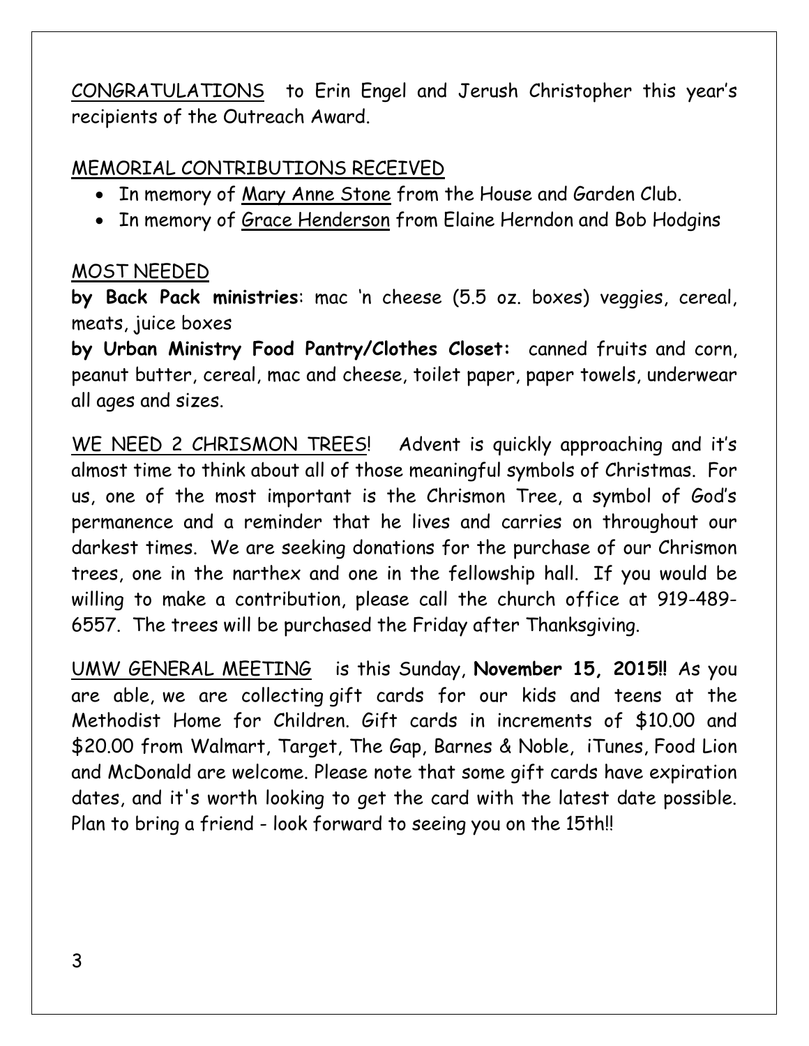<u>CONGRATULATIONS</u> to Erin Engel and Jerush Christopher this year's recipients of the Outreach Award.

<u>MEMORIAL CONTRIBUTIONS RECEIVED</u>

- In memory of <u>Mary Anne Stone</u> from the House and Garden Club.
- In memory of <u>Grace Henderson</u> from Elaine Herndon and Bob Hodgins

<u>MOST NEEDED</u>

**by Back Pack ministries**: mac 'n cheese (5.5 oz. boxes) veggies, cereal, meats, juice boxes

**by Urban Ministry Food Pantry/Clothes Closet:** canned fruits and corn, peanut butter, cereal, mac and cheese, toilet paper, paper towels, underwear all ages and sizes.

<u>WE NEED 2 CHRISMON TREES</u>! Advent is quickly approaching and it's almost time to think about all of those meaningful symbols of Christmas. For us, one of the most important is the Chrismon Tree, a symbol of God's permanence and a reminder that he lives and carries on throughout our darkest times. We are seeking donations for the purchase of our Chrismon trees, one in the narthex and one in the fellowship hall. If you would be willing to make a contribution, please call the church office at 919-489-6557. The trees will be purchased the Friday after Thanksgiving.

<u>UMW GENERAL MEETING</u> is this Sunday, **November 15, 2015!!** As you are able, we are collecting gift cards for our kids and teens at the Methodist Home for Children. Gift cards in increments of $10.00 and $20.00 from Walmart, Target, The Gap, Barnes & Noble, iTunes, Food Lion and McDonald are welcome. Please note that some gift cards have expiration dates, and it's worth looking to get the card with the latest date possible. Plan to bring a friend - look forward to seeing you on the 15th!!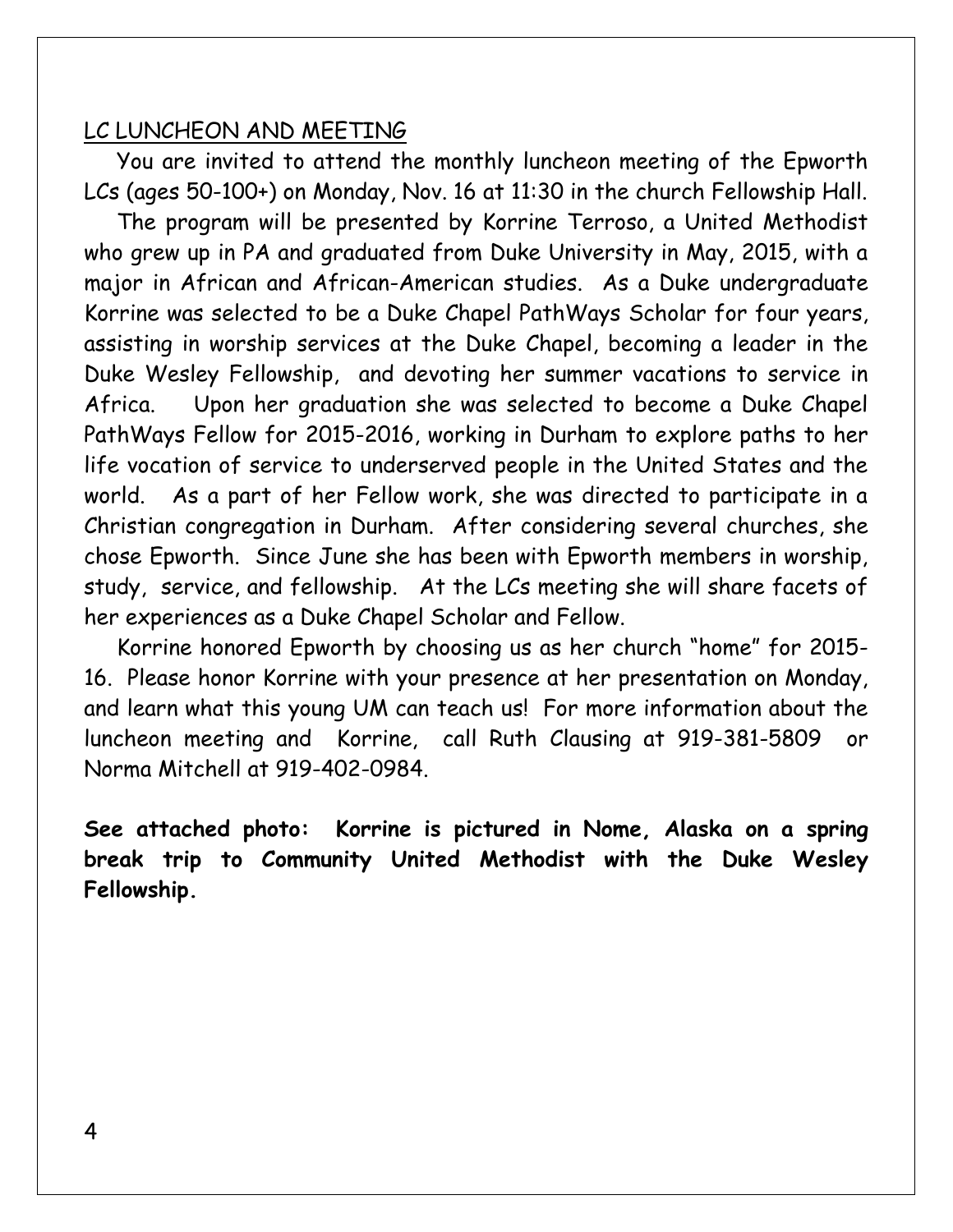LC LUNCHEON AND MEETING

You are invited to attend the monthly luncheon meeting of the Epworth LCs (ages 50-100+) on Monday, Nov. 16 at 11:30 in the church Fellowship Hall.

The program will be presented by Korrine Terroso, a United Methodist who grew up in PA and graduated from Duke University in May, 2015, with a major in African and African-American studies. As a Duke undergraduate Korrine was selected to be a Duke Chapel PathWays Scholar for four years, assisting in worship services at the Duke Chapel, becoming a leader in the Duke Wesley Fellowship, and devoting her summer vacations to service in Africa. Upon her graduation she was selected to become a Duke Chapel PathWays Fellow for 2015-2016, working in Durham to explore paths to her life vocation of service to underserved people in the United States and the world. As a part of her Fellow work, she was directed to participate in a Christian congregation in Durham. After considering several churches, she chose Epworth. Since June she has been with Epworth members in worship, study, service, and fellowship. At the LCs meeting she will share facets of her experiences as a Duke Chapel Scholar and Fellow.

Korrine honored Epworth by choosing us as her church "home" for 2015-16. Please honor Korrine with your presence at her presentation on Monday, and learn what this young UM can teach us! For more information about the luncheon meeting and Korrine, call Ruth Clausing at 919-381-5809 or Norma Mitchell at 919-402-0984.

**See attached photo: Korrine is pictured in Nome, Alaska on a spring break trip to Community United Methodist with the Duke Wesley Fellowship.**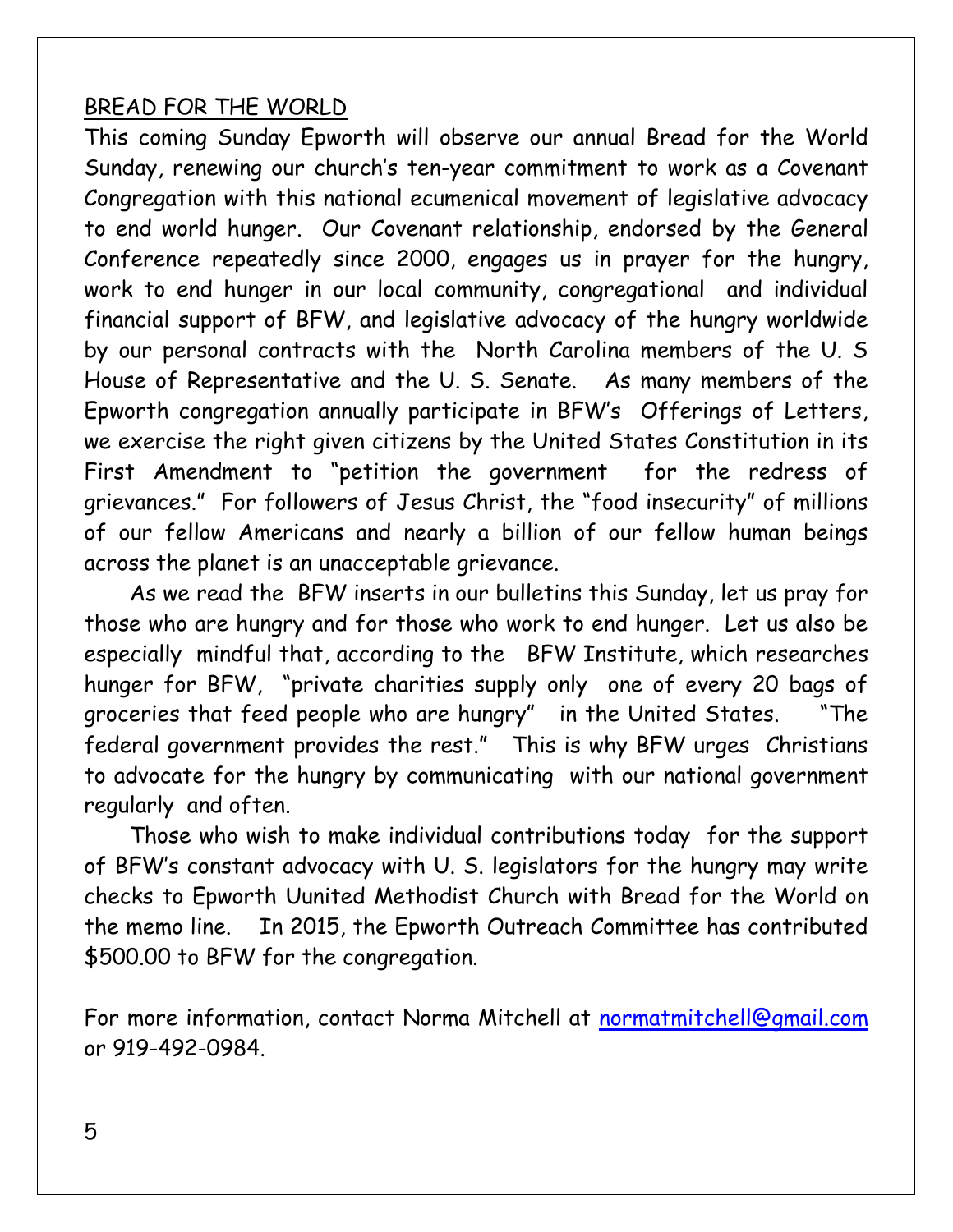BREAD FOR THE WORLD

This coming Sunday Epworth will observe our annual Bread for the World Sunday, renewing our church's ten-year commitment to work as a Covenant Congregation with this national ecumenical movement of legislative advocacy to end world hunger. Our Covenant relationship, endorsed by the General Conference repeatedly since 2000, engages us in prayer for the hungry, work to end hunger in our local community, congregational and individual financial support of BFW, and legislative advocacy of the hungry worldwide by our personal contracts with the North Carolina members of the U. S House of Representative and the U. S. Senate. As many members of the Epworth congregation annually participate in BFW's Offerings of Letters, we exercise the right given citizens by the United States Constitution in its First Amendment to "petition the government for the redress of grievances." For followers of Jesus Christ, the "food insecurity" of millions of our fellow Americans and nearly a billion of our fellow human beings across the planet is an unacceptable grievance.

As we read the BFW inserts in our bulletins this Sunday, let us pray for those who are hungry and for those who work to end hunger. Let us also be especially mindful that, according to the BFW Institute, which researches hunger for BFW, "private charities supply only one of every 20 bags of groceries that feed people who are hungry" in the United States. "The federal government provides the rest." This is why BFW urges Christians to advocate for the hungry by communicating with our national government regularly and often.

Those who wish to make individual contributions today for the support of BFW's constant advocacy with U. S. legislators for the hungry may write checks to Epworth Uunited Methodist Church with Bread for the World on the memo line. In 2015, the Epworth Outreach Committee has contributed $500.00 to BFW for the congregation.

For more information, contact Norma Mitchell at normatmitchell@gmail.com or 919-492-0984.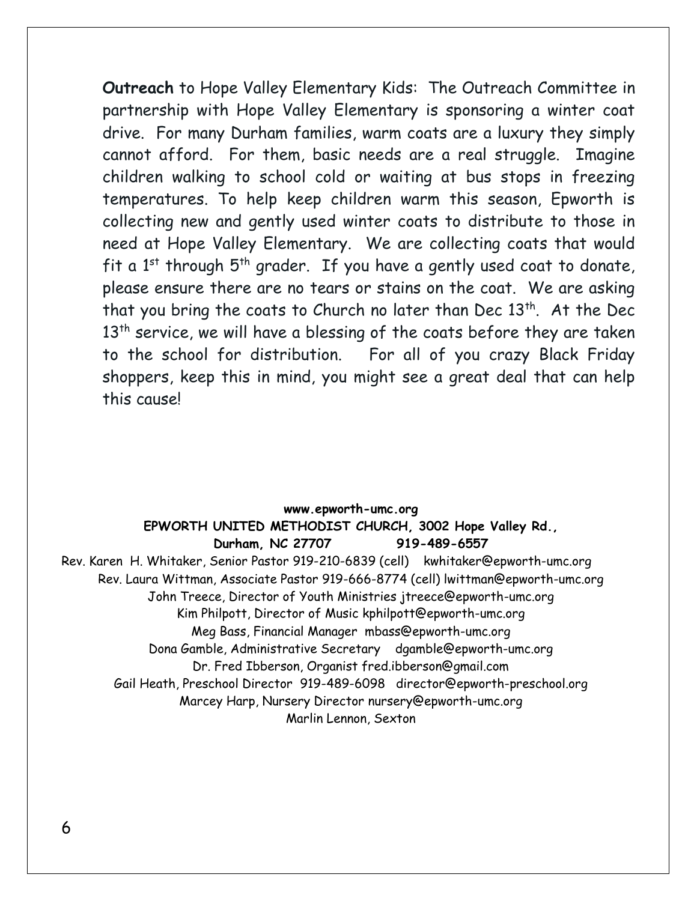**Outreach** to Hope Valley Elementary Kids: The Outreach Committee in partnership with Hope Valley Elementary is sponsoring a winter coat drive. For many Durham families, warm coats are a luxury they simply cannot afford. For them, basic needs are a real struggle. Imagine children walking to school cold or waiting at bus stops in freezing temperatures. To help keep children warm this season, Epworth is collecting new and gently used winter coats to distribute to those in need at Hope Valley Elementary. We are collecting coats that would fit a 1st through 5th grader. If you have a gently used coat to donate, please ensure there are no tears or stains on the coat. We are asking that you bring the coats to Church no later than Dec 13th. At the Dec 13th service, we will have a blessing of the coats before they are taken to the school for distribution. For all of you crazy Black Friday shoppers, keep this in mind, you might see a great deal that can help this cause!

**www.epworth-umc.org**
**EPWORTH UNITED METHODIST CHURCH, 3002 Hope Valley Rd., Durham, NC 27707 919-489-6557**

Rev. Karen H. Whitaker, Senior Pastor 919-210-6839 (cell) kwhitaker@epworth-umc.org
Rev. Laura Wittman, Associate Pastor 919-666-8774 (cell) lwittman@epworth-umc.org
John Treece, Director of Youth Ministries jtreece@epworth-umc.org
Kim Philpott, Director of Music kphilpott@epworth-umc.org
Meg Bass, Financial Manager mbass@epworth-umc.org
Dona Gamble, Administrative Secretary dgamble@epworth-umc.org
Dr. Fred Ibberson, Organist fred.ibberson@gmail.com
Gail Heath, Preschool Director 919-489-6098 director@epworth-preschool.org
Marcey Harp, Nursery Director nursery@epworth-umc.org
Marlin Lennon, Sexton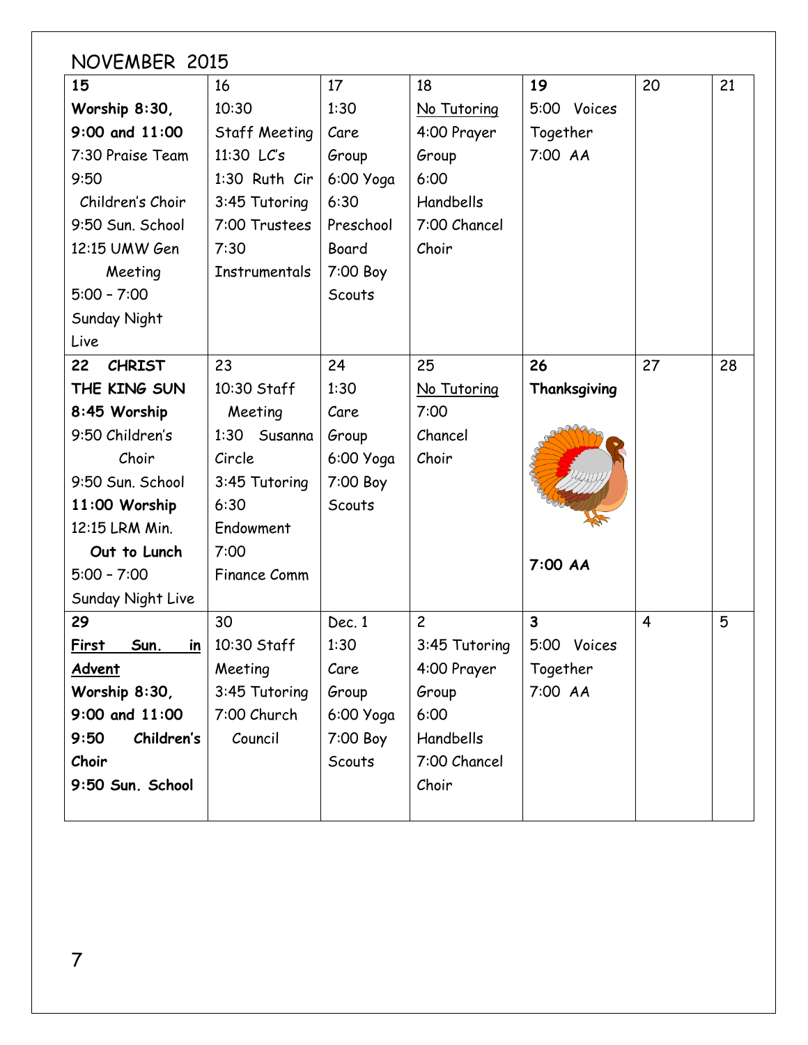## NOVEMBER 2015

| | | | | | | |
|---|---|---|---|---|---|---|
| **15** **Worship 8:30, 9:00 and 11:00** 7:30 Praise Team 9:50 Children's Choir 9:50 Sun. School 12:15 UMW Gen Meeting 5:00 – 7:00 Sunday Night Live | 16 10:30 Staff Meeting 11:30 LC's 1:30 Ruth Cir 3:45 Tutoring 7:00 Trustees 7:30 Instrumentals | 17 1:30 Care Group 6:00 Yoga 6:30 Preschool Board 7:00 Boy Scouts | 18 No Tutoring 4:00 Prayer Group 6:00 Handbells 7:00 Chancel Choir | **19** 5:00 Voices Together 7:00 AA | 20 | 21 |
| **22 CHRIST THE KING SUN** **8:45 Worship** 9:50 Children's Choir 9:50 Sun. School **11:00 Worship** 12:15 LRM Min. **Out to Lunch** 5:00 – 7:00 Sunday Night Live | 23 10:30 Staff Meeting 1:30 Susanna Circle 3:45 Tutoring 6:30 Endowment 7:00 Finance Comm | 24 1:30 Care Group 6:00 Yoga 7:00 Boy Scouts | 25 No Tutoring 7:00 Chancel Choir | **26** **Thanksgiving** **7:00 AA** | 27 | 28 |
| **29** **First Sun. in Advent** **Worship 8:30, 9:00 and 11:00** **9:50 Children's Choir** **9:50 Sun. School** | 30 10:30 Staff Meeting 3:45 Tutoring 7:00 Church Council | Dec. 1 1:30 Care Group 6:00 Yoga 7:00 Boy Scouts | 2 3:45 Tutoring 4:00 Prayer Group 6:00 Handbells 7:00 Chancel Choir | **3** 5:00 Voices Together 7:00 AA | 4 | 5 |